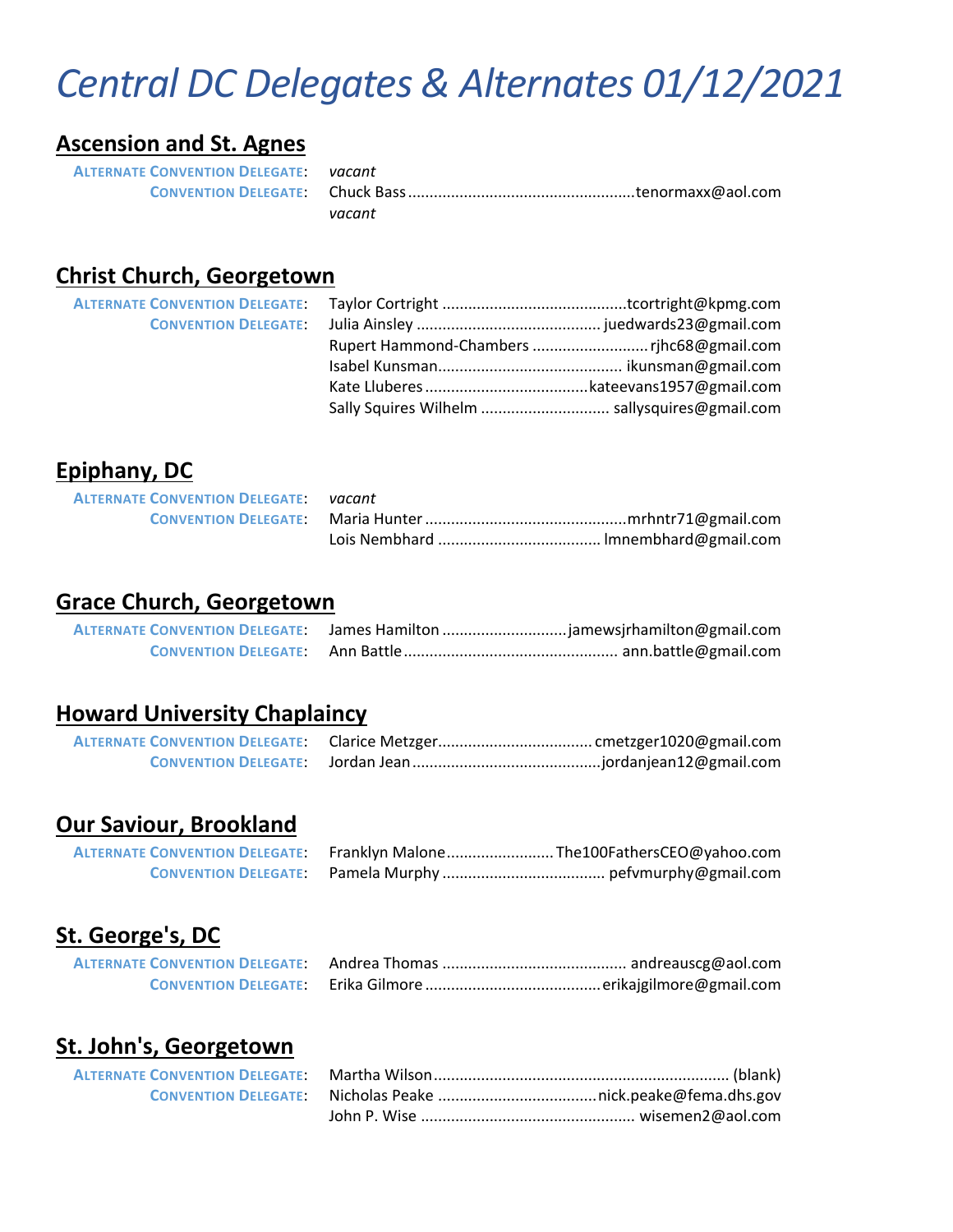# *Central DC Delegates & Alternates 01/12/2021*

## Ascension and St. Agnes

**Alternate Convention Delegate:** *vacant*

**Convention Delegate:** Chuck Bass .......... tenormaxx@aol.com
*vacant*

## Christ Church, Georgetown

**Alternate Convention Delegate:** Taylor Cortright .......... tcortright@kpmg.com

**Convention Delegate:** Julia Ainsley .......... juedwards23@gmail.com
Rupert Hammond-Chambers .......... rjhc68@gmail.com
Isabel Kunsman .......... ikunsman@gmail.com
Kate Lluberes .......... kateevans1957@gmail.com
Sally Squires Wilhelm .......... sallysquires@gmail.com

## Epiphany, DC

**Alternate Convention Delegate:** *vacant*

**Convention Delegate:** Maria Hunter .......... mrhntr71@gmail.com
Lois Nembhard .......... lmnembhard@gmail.com

## Grace Church, Georgetown

**Alternate Convention Delegate:** James Hamilton .......... jamewsjrhamilton@gmail.com

**Convention Delegate:** Ann Battle .......... ann.battle@gmail.com

## Howard University Chaplaincy

**Alternate Convention Delegate:** Clarice Metzger .......... cmetzger1020@gmail.com

**Convention Delegate:** Jordan Jean .......... jordanjean12@gmail.com

## Our Saviour, Brookland

**Alternate Convention Delegate:** Franklyn Malone .......... The100FathersCEO@yahoo.com

**Convention Delegate:** Pamela Murphy .......... pefvmurphy@gmail.com

## St. George's, DC

**Alternate Convention Delegate:** Andrea Thomas .......... andreauscg@aol.com

**Convention Delegate:** Erika Gilmore .......... erikajgilmore@gmail.com

## St. John's, Georgetown

**Alternate Convention Delegate:** Martha Wilson .......... (blank)

**Convention Delegate:** Nicholas Peake .......... nick.peake@fema.dhs.gov
John P. Wise .......... wisemen2@aol.com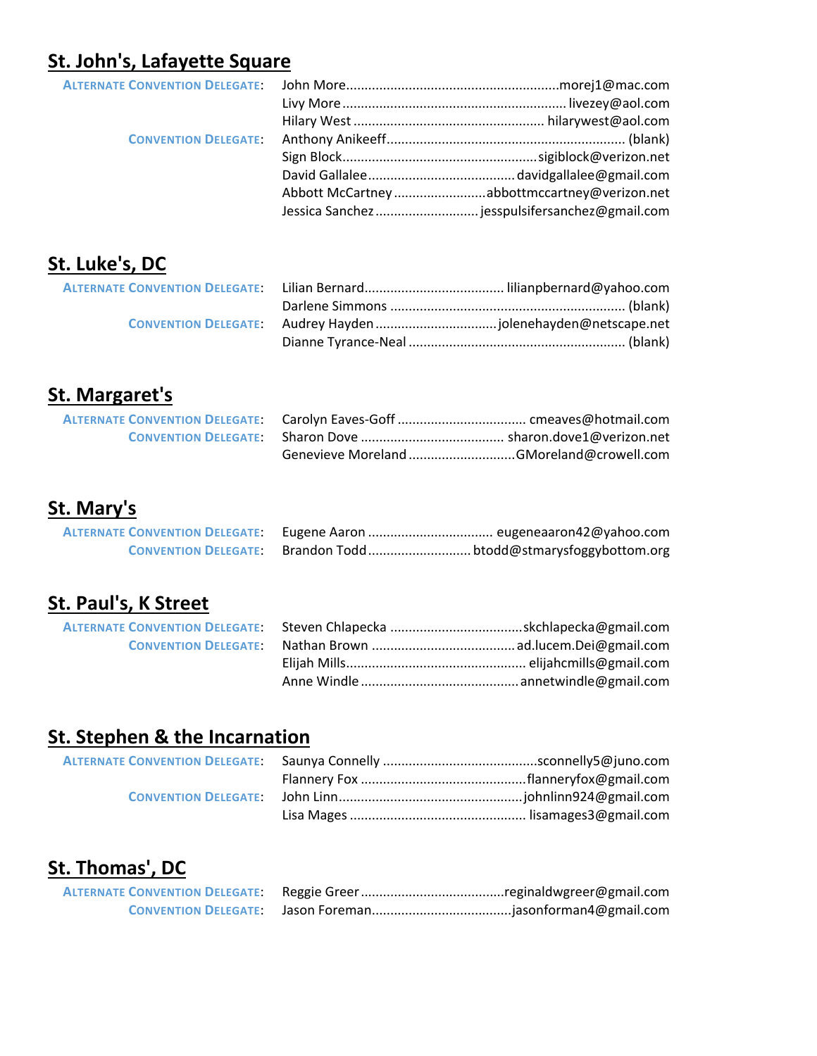## St. John's, Lafayette Square

**Alternate Convention Delegate:**
- John More........................................................morej1@mac.com
- Livy More........................................................livezey@aol.com
- Hilary West........................................................hilarywest@aol.com

**Convention Delegate:**
- Anthony Anikeeff........................................................(blank)
- Sign Block........................................................sigiblock@verizon.net
- David Gallalee........................................................davidgallalee@gmail.com
- Abbott McCartney........................................................abbottmccartney@verizon.net
- Jessica Sanchez........................................................jesspulsifersanchez@gmail.com

## St. Luke's, DC

**Alternate Convention Delegate:**
- Lilian Bernard........................................................lilianpbernard@yahoo.com
- Darlene Simmons........................................................(blank)

**Convention Delegate:**
- Audrey Hayden........................................................jolenehayden@netscape.net
- Dianne Tyrance-Neal........................................................(blank)

## St. Margaret's

**Alternate Convention Delegate:**
- Carolyn Eaves-Goff........................................................cmeaves@hotmail.com

**Convention Delegate:**
- Sharon Dove........................................................sharon.dove1@verizon.net
- Genevieve Moreland........................................................GMoreland@crowell.com

## St. Mary's

**Alternate Convention Delegate:**
- Eugene Aaron........................................................eugeneaaron42@yahoo.com

**Convention Delegate:**
- Brandon Todd........................................................btodd@stmarysfoggybottom.org

## St. Paul's, K Street

**Alternate Convention Delegate:**
- Steven Chlapecka........................................................skchlapecka@gmail.com

**Convention Delegate:**
- Nathan Brown........................................................ad.lucem.Dei@gmail.com
- Elijah Mills........................................................elijahcmills@gmail.com
- Anne Windle........................................................annetwindle@gmail.com

## St. Stephen & the Incarnation

**Alternate Convention Delegate:**
- Saunya Connelly........................................................sconnelly5@juno.com
- Flannery Fox........................................................flanneryfox@gmail.com

**Convention Delegate:**
- John Linn........................................................johnlinn924@gmail.com
- Lisa Mages........................................................lisamages3@gmail.com

## St. Thomas', DC

**Alternate Convention Delegate:**
- Reggie Greer........................................................reginaldwgreer@gmail.com

**Convention Delegate:**
- Jason Foreman........................................................jasonforman4@gmail.com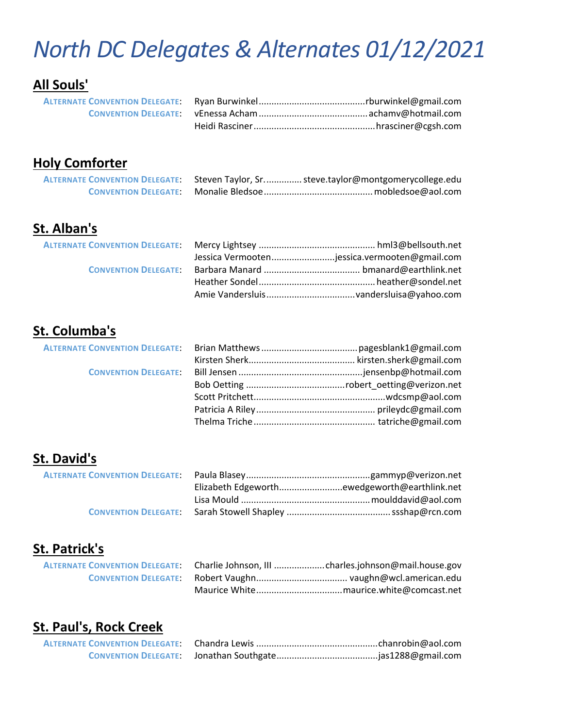# *North DC Delegates & Alternates 01/12/2021*

## All Souls'

**ALTERNATE CONVENTION DELEGATE:** Ryan Burwinkel .......... rburwinkel@gmail.com

**CONVENTION DELEGATE:** vEnessa Acham .......... achamv@hotmail.com
Heidi Rasciner .......... hrasciner@cgsh.com

## Holy Comforter

**ALTERNATE CONVENTION DELEGATE:** Steven Taylor, Sr. .......... steve.taylor@montgomerycollege.edu

**CONVENTION DELEGATE:** Monalie Bledsoe .......... mobledsoe@aol.com

## St. Alban's

**ALTERNATE CONVENTION DELEGATE:** Mercy Lightsey .......... hml3@bellsouth.net
Jessica Vermooten .......... jessica.vermooten@gmail.com

**CONVENTION DELEGATE:** Barbara Manard .......... bmanard@earthlink.net
Heather Sondel .......... heather@sondel.net
Amie Vandersluis .......... vandersluisa@yahoo.com

## St. Columba's

**ALTERNATE CONVENTION DELEGATE:** Brian Matthews .......... pagesblank1@gmail.com
Kirsten Sherk .......... kirsten.sherk@gmail.com

**CONVENTION DELEGATE:** Bill Jensen .......... jensenbp@hotmail.com
Bob Oetting .......... robert_oetting@verizon.net
Scott Pritchett .......... wdcsmp@aol.com
Patricia A Riley .......... prileydc@gmail.com
Thelma Triche .......... tatriche@gmail.com

## St. David's

**ALTERNATE CONVENTION DELEGATE:** Paula Blasey .......... gammyp@verizon.net
Elizabeth Edgeworth .......... ewedgeworth@earthlink.net
Lisa Mould .......... moulddavid@aol.com

**CONVENTION DELEGATE:** Sarah Stowell Shapley .......... ssshap@rcn.com

## St. Patrick's

**ALTERNATE CONVENTION DELEGATE:** Charlie Johnson, III .......... charles.johnson@mail.house.gov

**CONVENTION DELEGATE:** Robert Vaughn .......... vaughn@wcl.american.edu
Maurice White .......... maurice.white@comcast.net

## St. Paul's, Rock Creek

**ALTERNATE CONVENTION DELEGATE:** Chandra Lewis .......... chanrobin@aol.com

**CONVENTION DELEGATE:** Jonathan Southgate .......... jas1288@gmail.com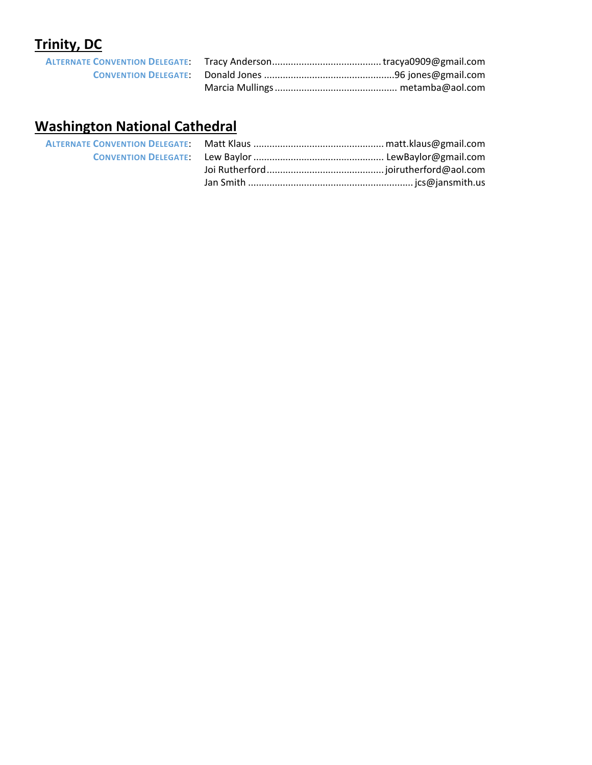## Trinity, DC

**ALTERNATE CONVENTION DELEGATE**: Tracy Anderson........................................tracya0909@gmail.com
**CONVENTION DELEGATE**: Donald Jones ................................................96 jones@gmail.com
Marcia Mullings............................................. metamba@aol.com

## Washington National Cathedral

**ALTERNATE CONVENTION DELEGATE**: Matt Klaus ................................................ matt.klaus@gmail.com
**CONVENTION DELEGATE**: Lew Baylor ................................................ LewBaylor@gmail.com
Joi Rutherford...........................................joirutherford@aol.com
Jan Smith ............................................................ jcs@jansmith.us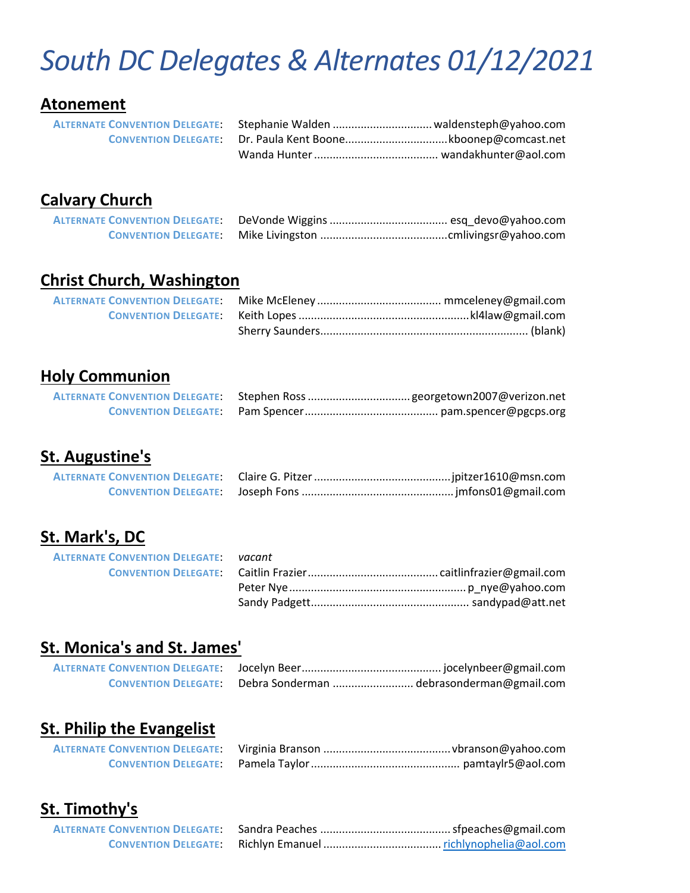# South DC Delegates & Alternates 01/12/2021

## Atonement

**ALTERNATE CONVENTION DELEGATE:** Stephanie Walden ................................ waldensteph@yahoo.com
**CONVENTION DELEGATE:** Dr. Paula Kent Boone................................ kboonep@comcast.net
Wanda Hunter ....................................... wandakhunter@aol.com

## Calvary Church

**ALTERNATE CONVENTION DELEGATE:** DeVonde Wiggins ..................................... esq_devo@yahoo.com
**CONVENTION DELEGATE:** Mike Livingston ........................................ cmlivingsr@yahoo.com

## Christ Church, Washington

**ALTERNATE CONVENTION DELEGATE:** Mike McEleney ....................................... mmceleney@gmail.com
**CONVENTION DELEGATE:** Keith Lopes ..................................................... kl4law@gmail.com
Sherry Saunders.................................................................. (blank)

## Holy Communion

**ALTERNATE CONVENTION DELEGATE:** Stephen Ross ................................ georgetown2007@verizon.net
**CONVENTION DELEGATE:** Pam Spencer.......................................... pam.spencer@pgcps.org

## St. Augustine's

**ALTERNATE CONVENTION DELEGATE:** Claire G. Pitzer ........................................... jpitzer1610@msn.com
**CONVENTION DELEGATE:** Joseph Fons ................................................ jmfons01@gmail.com

## St. Mark's, DC

**ALTERNATE CONVENTION DELEGATE:** *vacant*
**CONVENTION DELEGATE:** Caitlin Frazier......................................... caitlinfrazier@gmail.com
Peter Nye........................................................ p_nye@yahoo.com
Sandy Padgett.................................................. sandypad@att.net

## St. Monica's and St. James'

**ALTERNATE CONVENTION DELEGATE:** Jocelyn Beer............................................ jocelynbeer@gmail.com
**CONVENTION DELEGATE:** Debra Sonderman ......................... debrasonderman@gmail.com

## St. Philip the Evangelist

**ALTERNATE CONVENTION DELEGATE:** Virginia Branson ........................................ vbranson@yahoo.com
**CONVENTION DELEGATE:** Pamela Taylor ............................................... pamtaylr5@aol.com

## St. Timothy's

**ALTERNATE CONVENTION DELEGATE:** Sandra Peaches ......................................... sfpeaches@gmail.com
**CONVENTION DELEGATE:** Richlyn Emanuel ..................................... richlynophelia@aol.com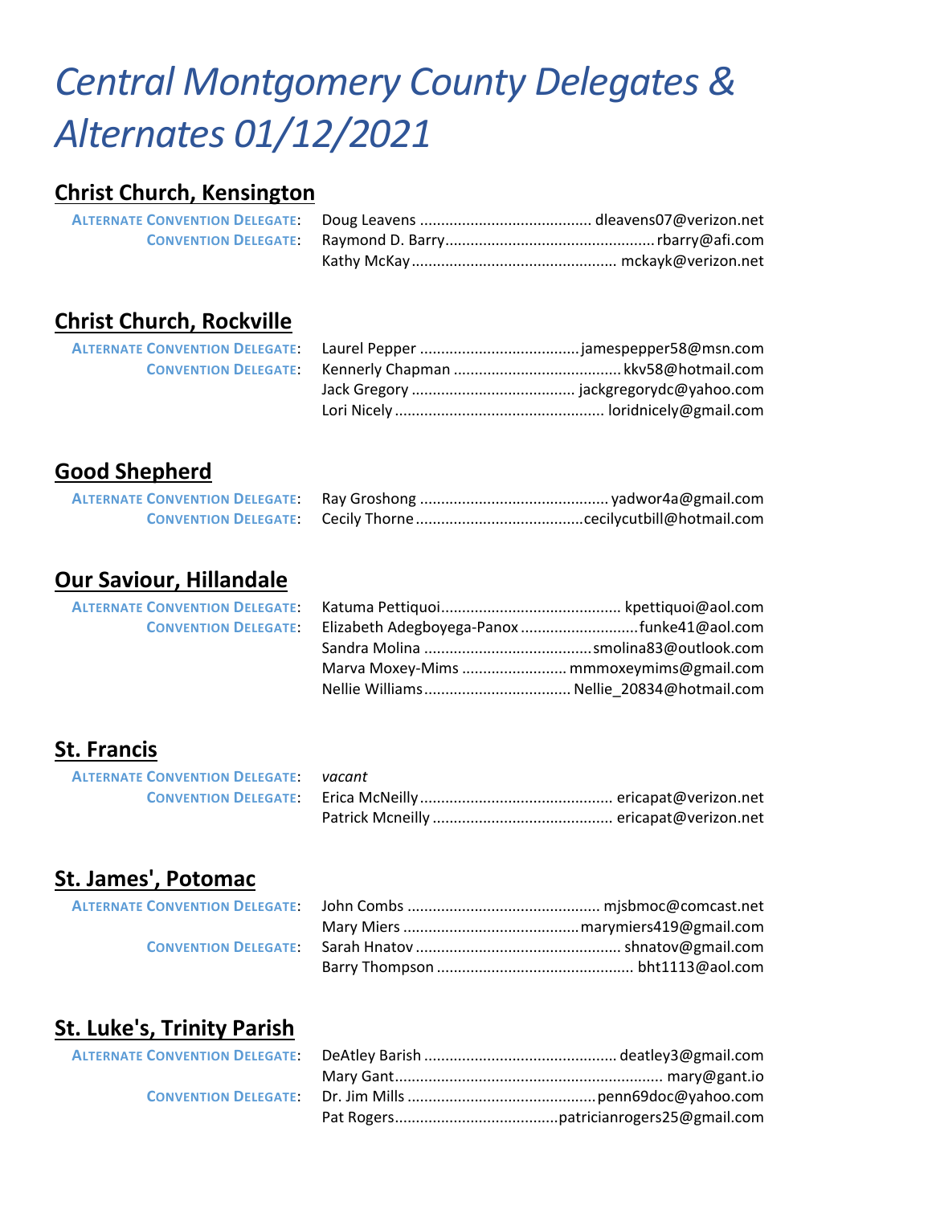# *Central Montgomery County Delegates & Alternates 01/12/2021*

## Christ Church, Kensington

**ALTERNATE CONVENTION DELEGATE**: Doug Leavens ........................................ dleavens07@verizon.net

**CONVENTION DELEGATE**: Raymond D. Barry................................................ rbarry@afi.com
Kathy McKay ................................................ mckayk@verizon.net

## Christ Church, Rockville

**ALTERNATE CONVENTION DELEGATE**: Laurel Pepper ..................................... jamespepper58@msn.com

**CONVENTION DELEGATE**: Kennerly Chapman ....................................... kkv58@hotmail.com
Jack Gregory ...................................... jackgregorydc@yahoo.com
Lori Nicely ................................................. loridnicely@gmail.com

## Good Shepherd

**ALTERNATE CONVENTION DELEGATE**: Ray Groshong ............................................ yadwor4a@gmail.com

**CONVENTION DELEGATE**: Cecily Thorne .......................................cecilycutbill@hotmail.com

## Our Saviour, Hillandale

**ALTERNATE CONVENTION DELEGATE**: Katuma Pettiquoi.......................................... kpettiquoi@aol.com

**CONVENTION DELEGATE**: Elizabeth Adegboyega-Panox ...........................funke41@aol.com
Sandra Molina .......................................smolina83@outlook.com
Marva Moxey-Mims ........................ mmmoxeymims@gmail.com
Nellie Williams.................................. Nellie_20834@hotmail.com

## St. Francis

**ALTERNATE CONVENTION DELEGATE**: *vacant*

**CONVENTION DELEGATE**: Erica McNeilly ............................................. ericapat@verizon.net
Patrick Mcneilly .......................................... ericapat@verizon.net

## St. James', Potomac

**ALTERNATE CONVENTION DELEGATE**: John Combs ............................................. mjsbmoc@comcast.net
Mary Miers ..........................................marymiers419@gmail.com

**CONVENTION DELEGATE**: Sarah Hnatov ................................................ shnatov@gmail.com
Barry Thompson .............................................. bht1113@aol.com

## St. Luke's, Trinity Parish

**ALTERNATE CONVENTION DELEGATE**: DeAtley Barish ............................................. deatley3@gmail.com
Mary Gant................................................................ mary@gant.io

**CONVENTION DELEGATE**: Dr. Jim Mills ............................................penn69doc@yahoo.com
Pat Rogers......................................patricianrogers25@gmail.com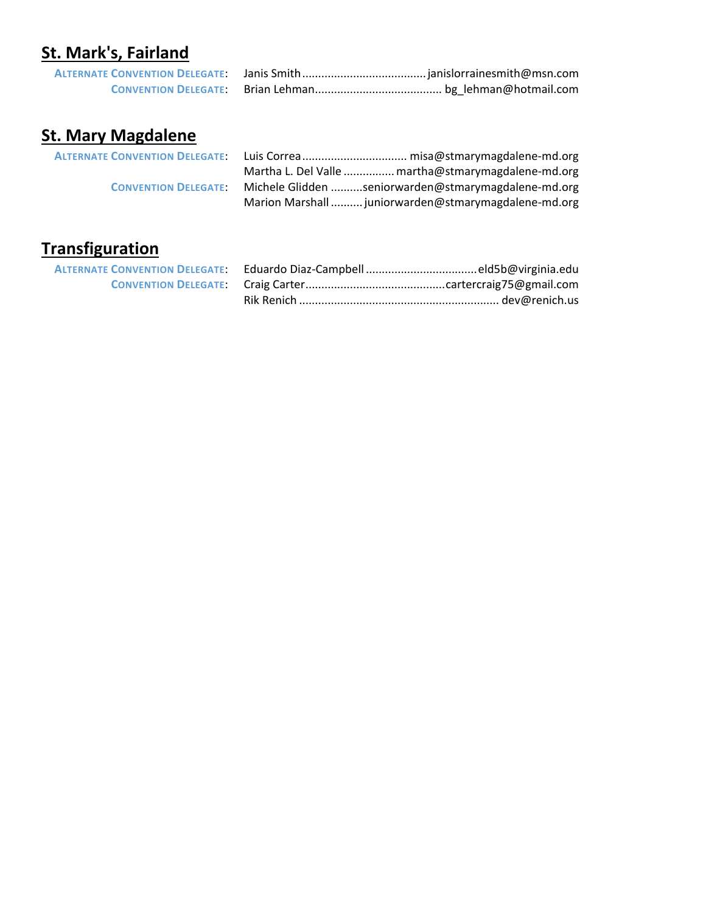## St. Mark's, Fairland

**Alternate Convention Delegate**: Janis Smith....................................... janislorrainesmith@msn.com

**Convention Delegate**: Brian Lehman....................................... bg_lehman@hotmail.com

## St. Mary Magdalene

**Alternate Convention Delegate**: Luis Correa................................ misa@stmarymagdalene-md.org

Martha L. Del Valle ................ martha@stmarymagdalene-md.org

**Convention Delegate**: Michele Glidden ..........seniorwarden@stmarymagdalene-md.org

Marion Marshall .......... juniorwarden@stmarymagdalene-md.org

## Transfiguration

**Alternate Convention Delegate**: Eduardo Diaz-Campbell .................................. eld5b@virginia.edu

**Convention Delegate**: Craig Carter............................................cartercraig75@gmail.com

Rik Renich ............................................................... dev@renich.us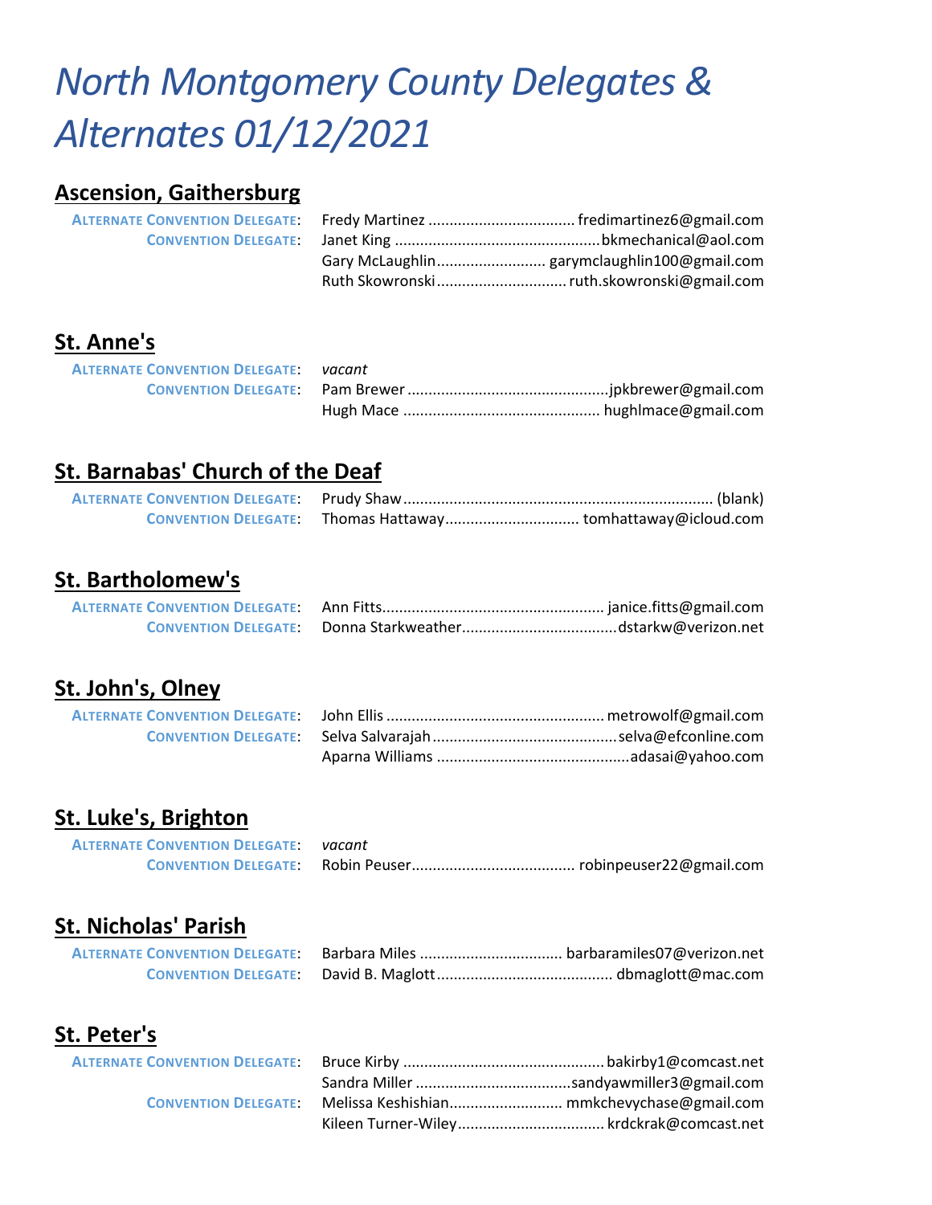# North Montgomery County Delegates & Alternates 01/12/2021

## Ascension, Gaithersburg

**Alternate Convention Delegate:** Fredy Martinez .................................. fredimartinez6@gmail.com

**Convention Delegate:** Janet King ................................................ bkmechanical@aol.com
Gary McLaughlin.......................... garymclaughlin100@gmail.com
Ruth Skowronski.............................. ruth.skowronski@gmail.com

## St. Anne's

**Alternate Convention Delegate:** *vacant*

**Convention Delegate:** Pam Brewer ................................................ jpkbrewer@gmail.com
Hugh Mace .............................................. hughlmace@gmail.com

## St. Barnabas' Church of the Deaf

**Alternate Convention Delegate:** Prudy Shaw ......................................................................... (blank)

**Convention Delegate:** Thomas Hattaway................................ tomhattaway@icloud.com

## St. Bartholomew's

**Alternate Convention Delegate:** Ann Fitts.................................................... janice.fitts@gmail.com

**Convention Delegate:** Donna Starkweather.................................... dstarkw@verizon.net

## St. John's, Olney

**Alternate Convention Delegate:** John Ellis ................................................... metrowolf@gmail.com

**Convention Delegate:** Selva Salvarajah........................................... selva@efconline.com
Aparna Williams ............................................. adasai@yahoo.com

## St. Luke's, Brighton

**Alternate Convention Delegate:** *vacant*

**Convention Delegate:** Robin Peuser...................................... robinpeuser22@gmail.com

## St. Nicholas' Parish

**Alternate Convention Delegate:** Barbara Miles ................................. barbaramiles07@verizon.net

**Convention Delegate:** David B. Maglott......................................... dbmaglott@mac.com

## St. Peter's

**Alternate Convention Delegate:** Bruce Kirby ............................................... bakirby1@comcast.net
Sandra Miller .................................... sandyawmiller3@gmail.com

**Convention Delegate:** Melissa Keshishian.......................... mmkchevychase@gmail.com
Kileen Turner-Wiley.................................. krdckrak@comcast.net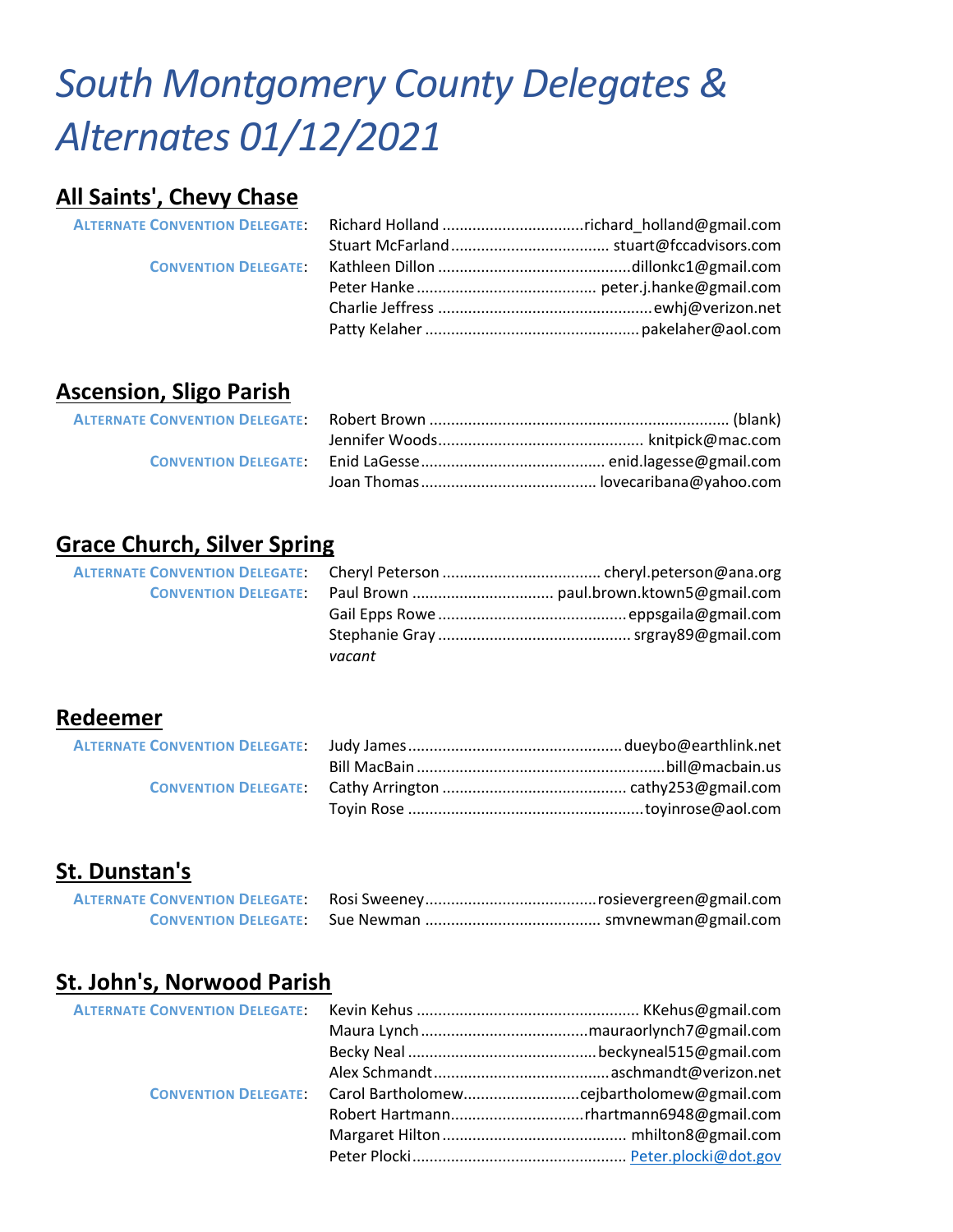# *South Montgomery County Delegates & Alternates 01/12/2021*

## All Saints', Chevy Chase

**ALTERNATE CONVENTION DELEGATE:**
- Richard Holland ........ richard_holland@gmail.com
- Stuart McFarland ........ stuart@fccadvisors.com

**CONVENTION DELEGATE:**
- Kathleen Dillon ........ dillonkc1@gmail.com
- Peter Hanke ........ peter.j.hanke@gmail.com
- Charlie Jeffress ........ ewhj@verizon.net
- Patty Kelaher ........ pakelaher@aol.com

## Ascension, Sligo Parish

**ALTERNATE CONVENTION DELEGATE:**
- Robert Brown ........ (blank)
- Jennifer Woods ........ knitpick@mac.com

**CONVENTION DELEGATE:**
- Enid LaGesse ........ enid.lagesse@gmail.com
- Joan Thomas ........ lovecaribana@yahoo.com

## Grace Church, Silver Spring

**ALTERNATE CONVENTION DELEGATE:**
- Cheryl Peterson ........ cheryl.peterson@ana.org

**CONVENTION DELEGATE:**
- Paul Brown ........ paul.brown.ktown5@gmail.com
- Gail Epps Rowe ........ eppsgaila@gmail.com
- Stephanie Gray ........ srgray89@gmail.com
- *vacant*

## Redeemer

**ALTERNATE CONVENTION DELEGATE:**
- Judy James ........ dueybo@earthlink.net
- Bill MacBain ........ bill@macbain.us

**CONVENTION DELEGATE:**
- Cathy Arrington ........ cathy253@gmail.com
- Toyin Rose ........ toyinrose@aol.com

## St. Dunstan's

**ALTERNATE CONVENTION DELEGATE:**
- Rosi Sweeney ........ rosievergreen@gmail.com

**CONVENTION DELEGATE:**
- Sue Newman ........ smvnewman@gmail.com

## St. John's, Norwood Parish

**ALTERNATE CONVENTION DELEGATE:**
- Kevin Kehus ........ KKehus@gmail.com
- Maura Lynch ........ mauraorlynch7@gmail.com
- Becky Neal ........ beckyneal515@gmail.com
- Alex Schmandt ........ aschmandt@verizon.net

**CONVENTION DELEGATE:**
- Carol Bartholomew ........ cejbartholomew@gmail.com
- Robert Hartmann ........ rhartmann6948@gmail.com
- Margaret Hilton ........ mhilton8@gmail.com
- Peter Plocki ........ Peter.plocki@dot.gov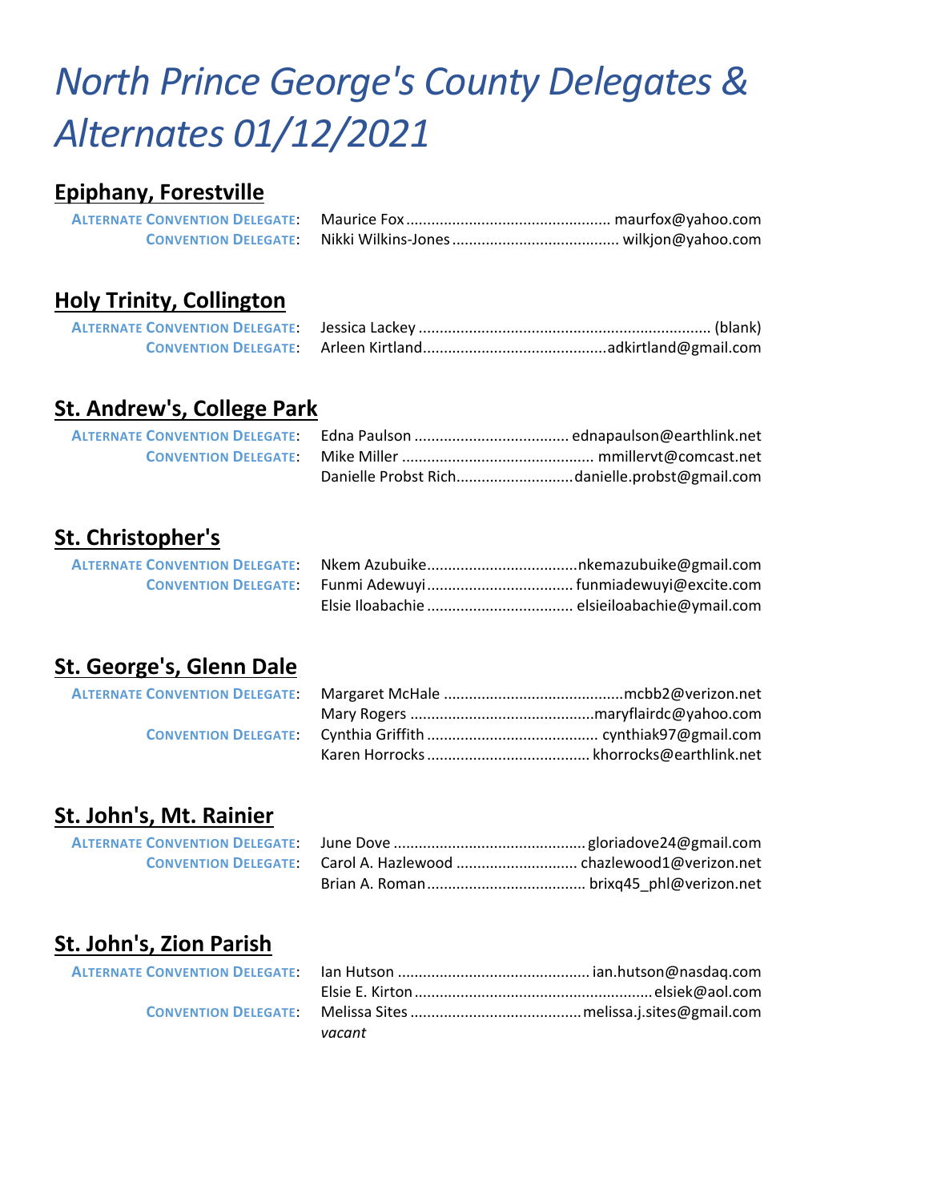# *North Prince George's County Delegates & Alternates 01/12/2021*

## Epiphany, Forestville

**ALTERNATE CONVENTION DELEGATE**: Maurice Fox ................................................ maurfox@yahoo.com
**CONVENTION DELEGATE**: Nikki Wilkins-Jones ....................................... wilkjon@yahoo.com

## Holy Trinity, Collington

**ALTERNATE CONVENTION DELEGATE**: Jessica Lackey ..................................................................... (blank)
**CONVENTION DELEGATE**: Arleen Kirtland...........................................adkirtland@gmail.com

## St. Andrew's, College Park

**ALTERNATE CONVENTION DELEGATE**: Edna Paulson .................................... ednapaulson@earthlink.net
**CONVENTION DELEGATE**: Mike Miller ............................................. mmillervt@comcast.net
Danielle Probst Rich...........................danielle.probst@gmail.com

## St. Christopher's

**ALTERNATE CONVENTION DELEGATE**: Nkem Azubuike...................................nkemazubuike@gmail.com
**CONVENTION DELEGATE**: Funmi Adewuyi.................................. funmiadewuyi@excite.com
Elsie Iloabachie .................................. elsieiloabachie@ymail.com

## St. George's, Glenn Dale

**ALTERNATE CONVENTION DELEGATE**: Margaret McHale ..........................................mcbb2@verizon.net
Mary Rogers ............................................maryflairdc@yahoo.com
**CONVENTION DELEGATE**: Cynthia Griffith ........................................ cynthiak97@gmail.com
Karen Horrocks...................................... khorrocks@earthlink.net

## St. John's, Mt. Rainier

**ALTERNATE CONVENTION DELEGATE**: June Dove ............................................. gloriadove24@gmail.com
**CONVENTION DELEGATE**: Carol A. Hazlewood ............................ chazlewood1@verizon.net
Brian A. Roman..................................... brixq45_phl@verizon.net

## St. John's, Zion Parish

**ALTERNATE CONVENTION DELEGATE**: Ian Hutson ............................................. ian.hutson@nasdaq.com
Elsie E. Kirton ........................................................ elsiek@aol.com
**CONVENTION DELEGATE**: Melissa Sites ........................................ melissa.j.sites@gmail.com
*vacant*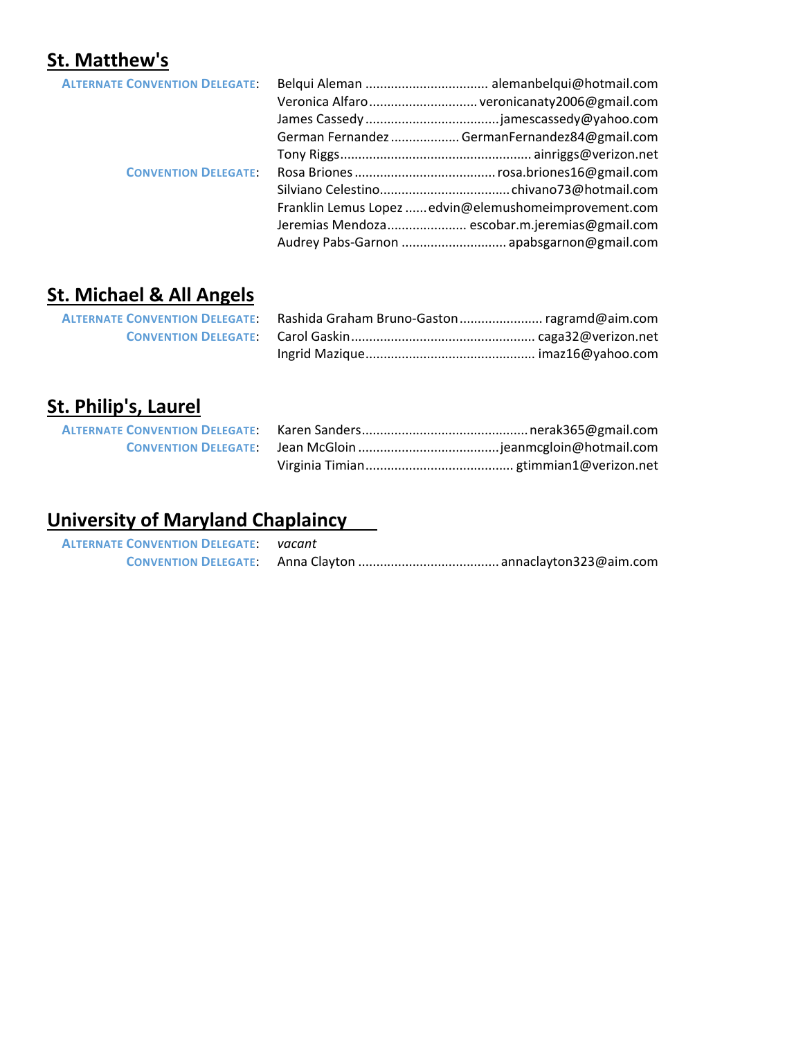## St. Matthew's

**ALTERNATE CONVENTION DELEGATE:**
- Belqui Aleman .................................. alemanbelqui@hotmail.com
- Veronica Alfaro .............................. veronicanaty2006@gmail.com
- James Cassedy ..................................... jamescassedy@yahoo.com
- German Fernandez ................... GermanFernandez84@gmail.com
- Tony Riggs ..................................................... ainriggs@verizon.net

**CONVENTION DELEGATE:**
- Rosa Briones ....................................... rosa.briones16@gmail.com
- Silviano Celestino.................................... chivano73@hotmail.com
- Franklin Lemus Lopez ...... edvin@elemushomeimprovement.com
- Jeremias Mendoza...................... escobar.m.jeremias@gmail.com
- Audrey Pabs-Garnon ............................. apabsgarnon@gmail.com

## St. Michael & All Angels

**ALTERNATE CONVENTION DELEGATE:**
- Rashida Graham Bruno-Gaston....................... ragramd@aim.com

**CONVENTION DELEGATE:**
- Carol Gaskin................................................... caga32@verizon.net
- Ingrid Mazique............................................... imaz16@yahoo.com

## St. Philip's, Laurel

**ALTERNATE CONVENTION DELEGATE:**
- Karen Sanders............................................. nerak365@gmail.com

**CONVENTION DELEGATE:**
- Jean McGloin ....................................... jeanmcgloin@hotmail.com
- Virginia Timian......................................... gtimmian1@verizon.net

## University of Maryland Chaplaincy

**ALTERNATE CONVENTION DELEGATE:** *vacant*

**CONVENTION DELEGATE:**
- Anna Clayton ....................................... annaclayton323@aim.com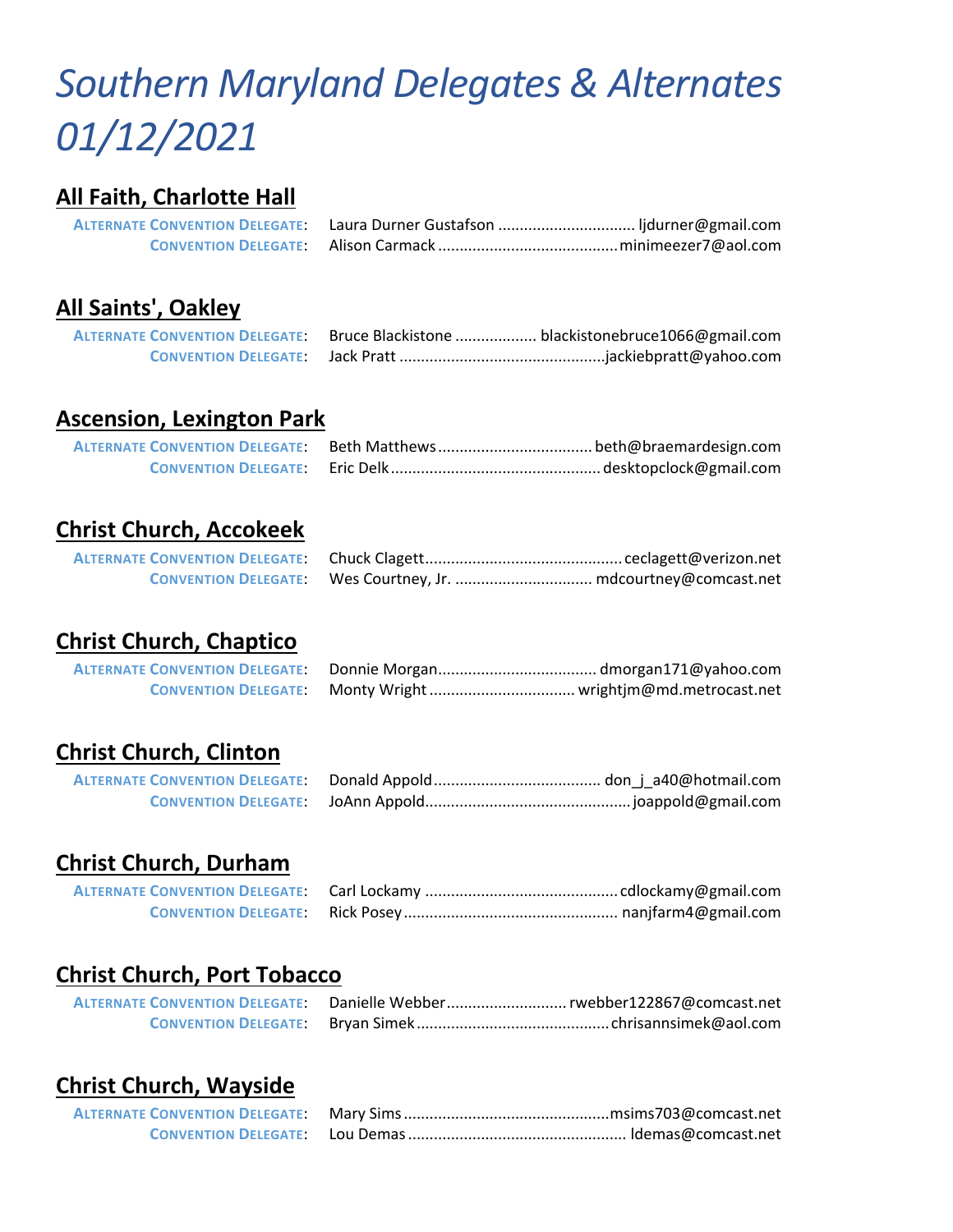# *Southern Maryland Delegates & Alternates 01/12/2021*

## All Faith, Charlotte Hall

**ALTERNATE CONVENTION DELEGATE**: Laura Durner Gustafson ................................ ljdurner@gmail.com
**CONVENTION DELEGATE**: Alison Carmack ......................................... minimeezer7@aol.com

## All Saints', Oakley

**ALTERNATE CONVENTION DELEGATE**: Bruce Blackistone .................. blackistonebruce1066@gmail.com
**CONVENTION DELEGATE**: Jack Pratt ............................................... jackiebpratt@yahoo.com

## Ascension, Lexington Park

**ALTERNATE CONVENTION DELEGATE**: Beth Matthews ................................... beth@braemardesign.com
**CONVENTION DELEGATE**: Eric Delk ................................................ desktopclock@gmail.com

## Christ Church, Accokeek

**ALTERNATE CONVENTION DELEGATE**: Chuck Clagett ............................................. ceclagett@verizon.net
**CONVENTION DELEGATE**: Wes Courtney, Jr. ................................ mdcourtney@comcast.net

## Christ Church, Chaptico

**ALTERNATE CONVENTION DELEGATE**: Donnie Morgan .................................... dmorgan171@yahoo.com
**CONVENTION DELEGATE**: Monty Wright ................................. wrightjm@md.metrocast.net

## Christ Church, Clinton

**ALTERNATE CONVENTION DELEGATE**: Donald Appold ...................................... don_j_a40@hotmail.com
**CONVENTION DELEGATE**: JoAnn Appold ............................................... joappold@gmail.com

## Christ Church, Durham

**ALTERNATE CONVENTION DELEGATE**: Carl Lockamy ............................................ cdlockamy@gmail.com
**CONVENTION DELEGATE**: Rick Posey ................................................. nanjfarm4@gmail.com

## Christ Church, Port Tobacco

**ALTERNATE CONVENTION DELEGATE**: Danielle Webber ........................... rwebber122867@comcast.net
**CONVENTION DELEGATE**: Bryan Simek ............................................ chrisannsimek@aol.com

## Christ Church, Wayside

**ALTERNATE CONVENTION DELEGATE**: Mary Sims ................................................ msims703@comcast.net
**CONVENTION DELEGATE**: Lou Demas .................................................. ldemas@comcast.net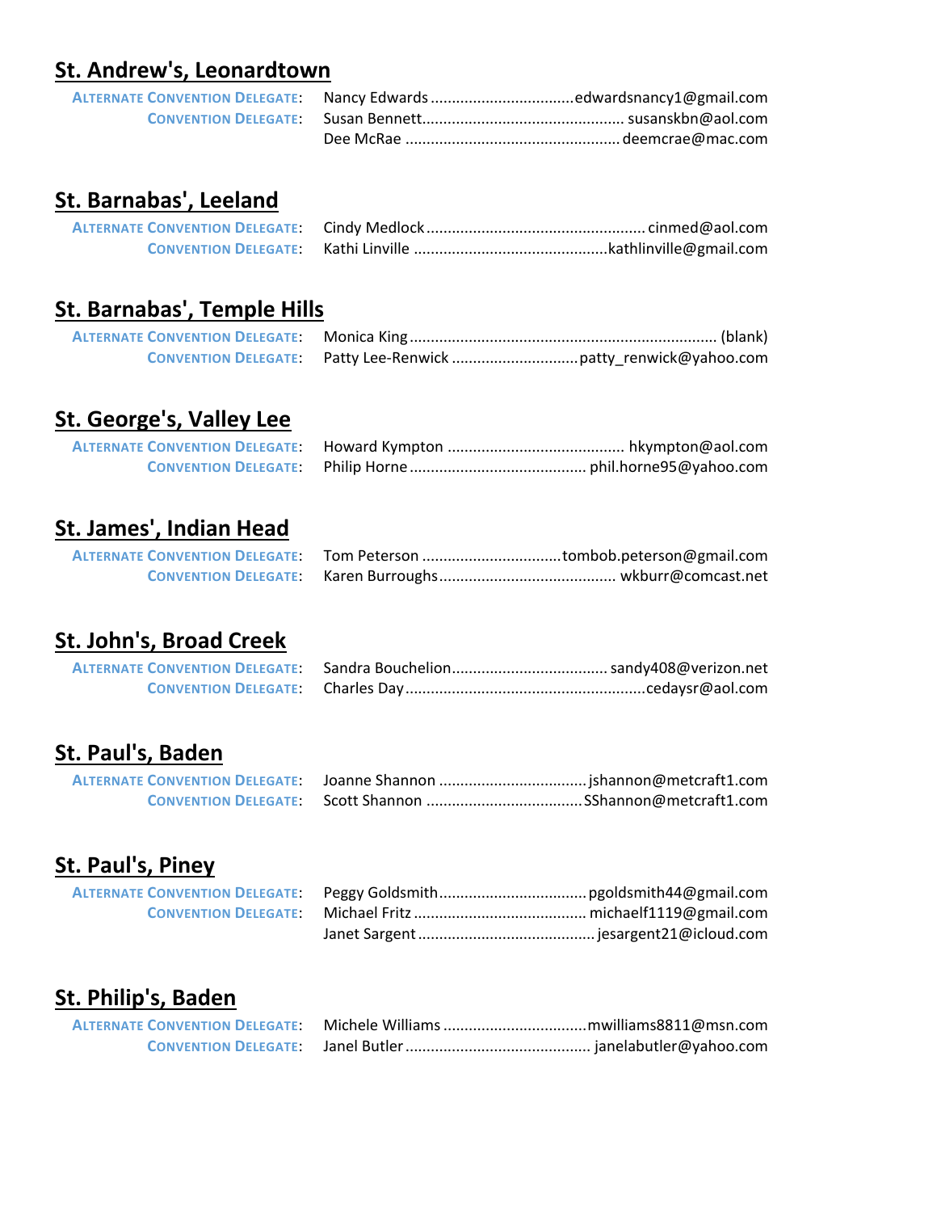## St. Andrew's, Leonardtown

**ALTERNATE CONVENTION DELEGATE:** Nancy Edwards ................................. edwardsnancy1@gmail.com
**CONVENTION DELEGATE:** Susan Bennett................................................ susanskbn@aol.com
Dee McRae .................................................. deemcrae@mac.com

## St. Barnabas', Leeland

**ALTERNATE CONVENTION DELEGATE:** Cindy Medlock ................................................... cinmed@aol.com
**CONVENTION DELEGATE:** Kathi Linville .............................................kathlinville@gmail.com

## St. Barnabas', Temple Hills

**ALTERNATE CONVENTION DELEGATE:** Monica King ........................................................................ (blank)
**CONVENTION DELEGATE:** Patty Lee-Renwick .............................patty_renwick@yahoo.com

## St. George's, Valley Lee

**ALTERNATE CONVENTION DELEGATE:** Howard Kympton ......................................... hkympton@aol.com
**CONVENTION DELEGATE:** Philip Horne ......................................... phil.horne95@yahoo.com

## St. James', Indian Head

**ALTERNATE CONVENTION DELEGATE:** Tom Peterson ................................tombob.peterson@gmail.com
**CONVENTION DELEGATE:** Karen Burroughs......................................... wkburr@comcast.net

## St. John's, Broad Creek

**ALTERNATE CONVENTION DELEGATE:** Sandra Bouchelion.................................... sandy408@verizon.net
**CONVENTION DELEGATE:** Charles Day........................................................cedaysr@aol.com

## St. Paul's, Baden

**ALTERNATE CONVENTION DELEGATE:** Joanne Shannon ..................................jshannon@metcraft1.com
**CONVENTION DELEGATE:** Scott Shannon ....................................SShannon@metcraft1.com

## St. Paul's, Piney

**ALTERNATE CONVENTION DELEGATE:** Peggy Goldsmith..................................pgoldsmith44@gmail.com
**CONVENTION DELEGATE:** Michael Fritz ........................................ michaelf1119@gmail.com
Janet Sargent ......................................... jesargent21@icloud.com

## St. Philip's, Baden

**ALTERNATE CONVENTION DELEGATE:** Michele Williams .................................mwilliams8811@msn.com
**CONVENTION DELEGATE:** Janel Butler ........................................... janelabutler@yahoo.com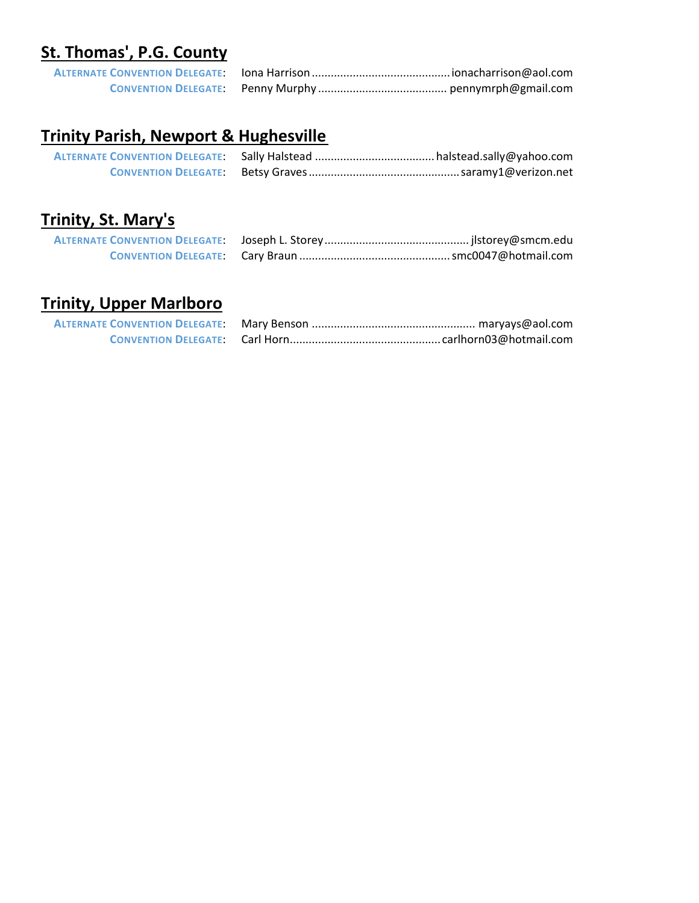## St. Thomas', P.G. County

**ALTERNATE CONVENTION DELEGATE**: Iona Harrison ............................................ ionacharrison@aol.com
**CONVENTION DELEGATE**: Penny Murphy ......................................... pennymrph@gmail.com

## Trinity Parish, Newport & Hughesville

**ALTERNATE CONVENTION DELEGATE**: Sally Halstead ...................................... halstead.sally@yahoo.com
**CONVENTION DELEGATE**: Betsy Graves ................................................ saramy1@verizon.net

## Trinity, St. Mary's

**ALTERNATE CONVENTION DELEGATE**: Joseph L. Storey .............................................. jlstorey@smcm.edu
**CONVENTION DELEGATE**: Cary Braun ................................................ smc0047@hotmail.com

## Trinity, Upper Marlboro

**ALTERNATE CONVENTION DELEGATE**: Mary Benson .................................................... maryays@aol.com
**CONVENTION DELEGATE**: Carl Horn................................................ carlhorn03@hotmail.com